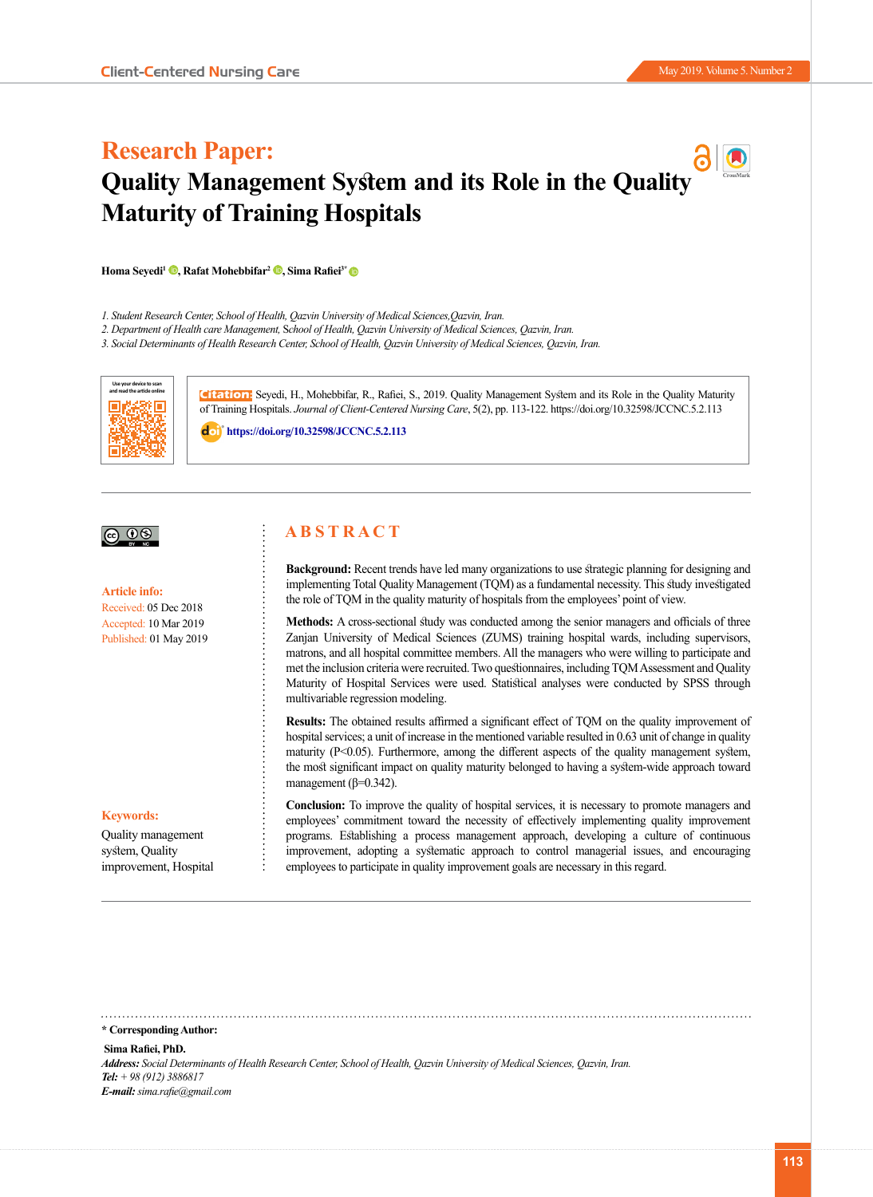# Research Paper: Quality Management System and its Role in the Quality Maturity of Training Hospitals

**Homa Seyedi[1], Rafat Mohebbifar[2], Sima Rafiei[3*]**

*1. Student Research Center, School of Health, Qazvin University of Medical Sciences,Qazvin, Iran.*
*2. Department of Health care Management, School of Health, Qazvin University of Medical Sciences, Qazvin, Iran.*
*3. Social Determinants of Health Research Center, School of Health, Qazvin University of Medical Sciences, Qazvin, Iran.*

Use your device to scan and read the article online

**Citation:** Seyedi, H., Mohebbifar, R., Rafiei, S., 2019. Quality Management System and its Role in the Quality Maturity of Training Hospitals. *Journal of Client-Centered Nursing Care*, 5(2), pp. 113-122. https://doi.org/10.32598/JCCNC.5.2.113

https://doi.org/10.32598/JCCNC.5.2.113

**Article info:**
Received: 05 Dec 2018
Accepted: 10 Mar 2019
Published: 01 May 2019

**Keywords:**
Quality management system, Quality improvement, Hospital

## ABSTRACT

**Background:** Recent trends have led many organizations to use strategic planning for designing and implementing Total Quality Management (TQM) as a fundamental necessity. This study investigated the role of TQM in the quality maturity of hospitals from the employees' point of view.

**Methods:** A cross-sectional study was conducted among the senior managers and officials of three Zanjan University of Medical Sciences (ZUMS) training hospital wards, including supervisors, matrons, and all hospital committee members. All the managers who were willing to participate and met the inclusion criteria were recruited. Two questionnaires, including TQM Assessment and Quality Maturity of Hospital Services were used. Statistical analyses were conducted by SPSS through multivariable regression modeling.

**Results:** The obtained results affirmed a significant effect of TQM on the quality improvement of hospital services; a unit of increase in the mentioned variable resulted in 0.63 unit of change in quality maturity ($P<0.05$). Furthermore, among the different aspects of the quality management system, the most significant impact on quality maturity belonged to having a system-wide approach toward management ($\beta=0.342$).

**Conclusion:** To improve the quality of hospital services, it is necessary to promote managers and employees' commitment toward the necessity of effectively implementing quality improvement programs. Establishing a process management approach, developing a culture of continuous improvement, adopting a systematic approach to control managerial issues, and encouraging employees to participate in quality improvement goals are necessary in this regard.

---

**\* Corresponding Author:**

**Sima Rafiei, PhD.**
***Address:*** *Social Determinants of Health Research Center, School of Health, Qazvin University of Medical Sciences, Qazvin, Iran.*
***Tel:*** *+ 98 (912) 3886817*
***E-mail:*** *sima.rafie@gmail.com*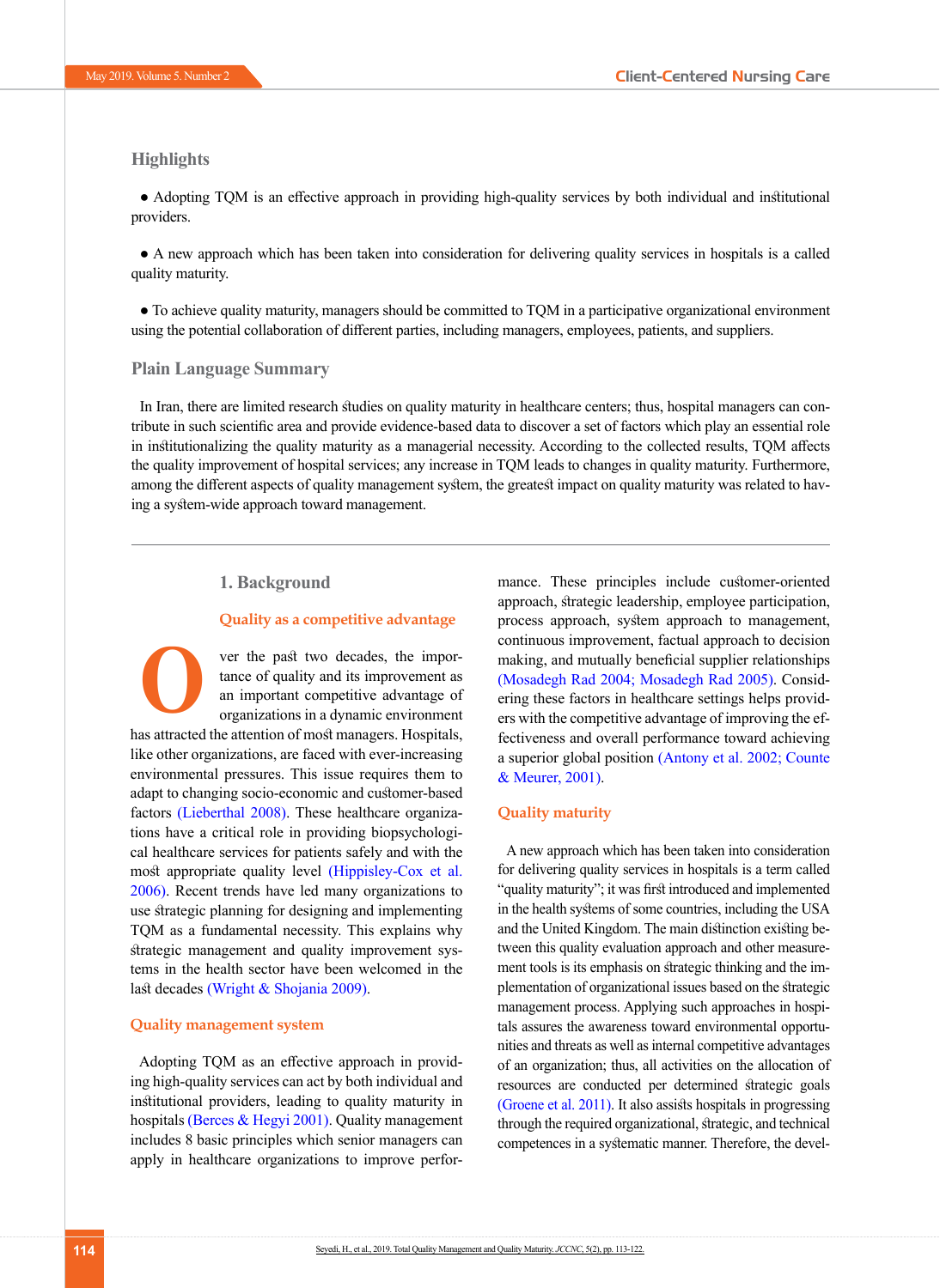## Highlights

- Adopting TQM is an effective approach in providing high-quality services by both individual and institutional providers.
- A new approach which has been taken into consideration for delivering quality services in hospitals is a called quality maturity.
- To achieve quality maturity, managers should be committed to TQM in a participative organizational environment using the potential collaboration of different parties, including managers, employees, patients, and suppliers.

## Plain Language Summary

In Iran, there are limited research studies on quality maturity in healthcare centers; thus, hospital managers can contribute in such scientific area and provide evidence-based data to discover a set of factors which play an essential role in institutionalizing the quality maturity as a managerial necessity. According to the collected results, TQM affects the quality improvement of hospital services; any increase in TQM leads to changes in quality maturity. Furthermore, among the different aspects of quality management system, the greatest impact on quality maturity was related to having a system-wide approach toward management.

## 1. Background

### Quality as a competitive advantage

Over the past two decades, the importance of quality and its improvement as an important competitive advantage of organizations in a dynamic environment has attracted the attention of most managers. Hospitals, like other organizations, are faced with ever-increasing environmental pressures. This issue requires them to adapt to changing socio-economic and customer-based factors (Lieberthal 2008). These healthcare organizations have a critical role in providing biopsychological healthcare services for patients safely and with the most appropriate quality level (Hippisley-Cox et al. 2006). Recent trends have led many organizations to use strategic planning for designing and implementing TQM as a fundamental necessity. This explains why strategic management and quality improvement systems in the health sector have been welcomed in the last decades (Wright & Shojania 2009).

### Quality management system

Adopting TQM as an effective approach in providing high-quality services can act by both individual and institutional providers, leading to quality maturity in hospitals (Berces & Hegyi 2001). Quality management includes 8 basic principles which senior managers can apply in healthcare organizations to improve performance. These principles include customer-oriented approach, strategic leadership, employee participation, process approach, system approach to management, continuous improvement, factual approach to decision making, and mutually beneficial supplier relationships (Mosadegh Rad 2004; Mosadegh Rad 2005). Considering these factors in healthcare settings helps providers with the competitive advantage of improving the effectiveness and overall performance toward achieving a superior global position (Antony et al. 2002; Counte & Meurer, 2001).

### Quality maturity

A new approach which has been taken into consideration for delivering quality services in hospitals is a term called "quality maturity"; it was first introduced and implemented in the health systems of some countries, including the USA and the United Kingdom. The main distinction existing between this quality evaluation approach and other measurement tools is its emphasis on strategic thinking and the implementation of organizational issues based on the strategic management process. Applying such approaches in hospitals assures the awareness toward environmental opportunities and threats as well as internal competitive advantages of an organization; thus, all activities on the allocation of resources are conducted per determined strategic goals (Groene et al. 2011). It also assists hospitals in progressing through the required organizational, strategic, and technical competences in a systematic manner. Therefore, the devel-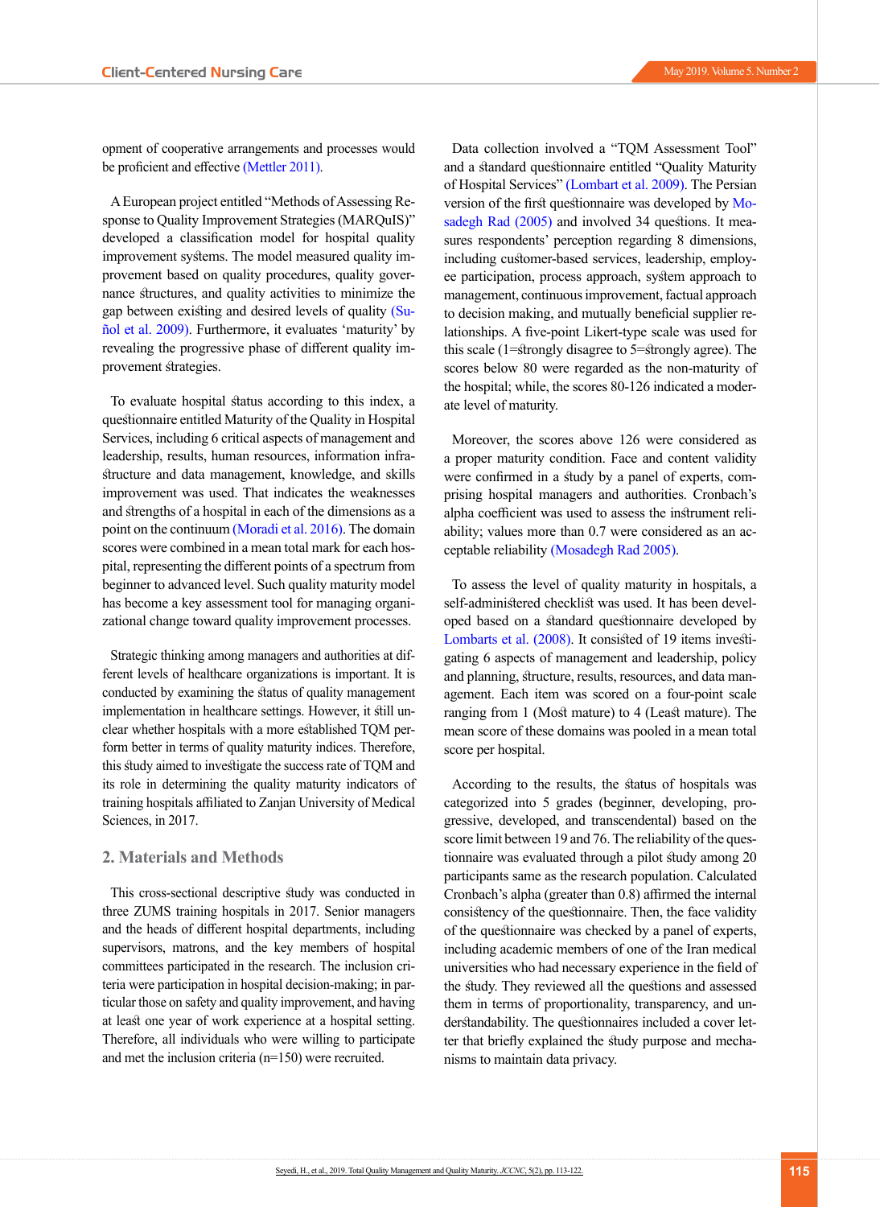opment of cooperative arrangements and processes would be proficient and effective (Mettler 2011).

A European project entitled "Methods of Assessing Response to Quality Improvement Strategies (MARQuIS)" developed a classification model for hospital quality improvement systems. The model measured quality improvement based on quality procedures, quality governance structures, and quality activities to minimize the gap between existing and desired levels of quality (Suñol et al. 2009). Furthermore, it evaluates 'maturity' by revealing the progressive phase of different quality improvement strategies.

To evaluate hospital status according to this index, a questionnaire entitled Maturity of the Quality in Hospital Services, including 6 critical aspects of management and leadership, results, human resources, information infrastructure and data management, knowledge, and skills improvement was used. That indicates the weaknesses and strengths of a hospital in each of the dimensions as a point on the continuum (Moradi et al. 2016). The domain scores were combined in a mean total mark for each hospital, representing the different points of a spectrum from beginner to advanced level. Such quality maturity model has become a key assessment tool for managing organizational change toward quality improvement processes.

Strategic thinking among managers and authorities at different levels of healthcare organizations is important. It is conducted by examining the status of quality management implementation in healthcare settings. However, it still unclear whether hospitals with a more established TQM perform better in terms of quality maturity indices. Therefore, this study aimed to investigate the success rate of TQM and its role in determining the quality maturity indicators of training hospitals affiliated to Zanjan University of Medical Sciences, in 2017.

## 2. Materials and Methods

This cross-sectional descriptive study was conducted in three ZUMS training hospitals in 2017. Senior managers and the heads of different hospital departments, including supervisors, matrons, and the key members of hospital committees participated in the research. The inclusion criteria were participation in hospital decision-making; in particular those on safety and quality improvement, and having at least one year of work experience at a hospital setting. Therefore, all individuals who were willing to participate and met the inclusion criteria (n=150) were recruited.

Data collection involved a "TQM Assessment Tool" and a standard questionnaire entitled "Quality Maturity of Hospital Services" (Lombart et al. 2009). The Persian version of the first questionnaire was developed by Mosadegh Rad (2005) and involved 34 questions. It measures respondents' perception regarding 8 dimensions, including customer-based services, leadership, employee participation, process approach, system approach to management, continuous improvement, factual approach to decision making, and mutually beneficial supplier relationships. A five-point Likert-type scale was used for this scale (1=strongly disagree to 5=strongly agree). The scores below 80 were regarded as the non-maturity of the hospital; while, the scores 80-126 indicated a moderate level of maturity.

Moreover, the scores above 126 were considered as a proper maturity condition. Face and content validity were confirmed in a study by a panel of experts, comprising hospital managers and authorities. Cronbach's alpha coefficient was used to assess the instrument reliability; values more than 0.7 were considered as an acceptable reliability (Mosadegh Rad 2005).

To assess the level of quality maturity in hospitals, a self-administered checklist was used. It has been developed based on a standard questionnaire developed by Lombarts et al. (2008). It consisted of 19 items investigating 6 aspects of management and leadership, policy and planning, structure, results, resources, and data management. Each item was scored on a four-point scale ranging from 1 (Most mature) to 4 (Least mature). The mean score of these domains was pooled in a mean total score per hospital.

According to the results, the status of hospitals was categorized into 5 grades (beginner, developing, progressive, developed, and transcendental) based on the score limit between 19 and 76. The reliability of the questionnaire was evaluated through a pilot study among 20 participants same as the research population. Calculated Cronbach's alpha (greater than 0.8) affirmed the internal consistency of the questionnaire. Then, the face validity of the questionnaire was checked by a panel of experts, including academic members of one of the Iran medical universities who had necessary experience in the field of the study. They reviewed all the questions and assessed them in terms of proportionality, transparency, and understandability. The questionnaires included a cover letter that briefly explained the study purpose and mechanisms to maintain data privacy.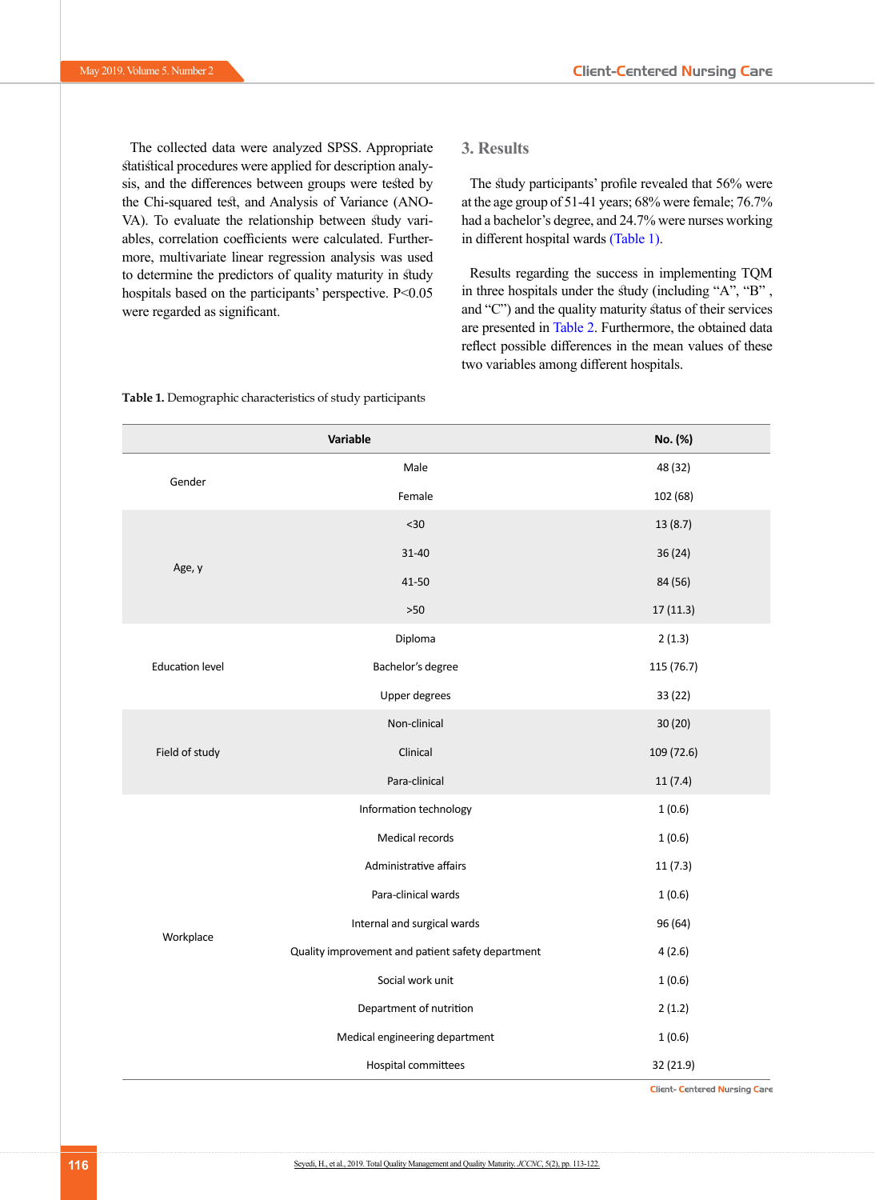The collected data were analyzed SPSS. Appropriate statistical procedures were applied for description analysis, and the differences between groups were tested by the Chi-squared test, and Analysis of Variance (ANOVA). To evaluate the relationship between study variables, correlation coefficients were calculated. Furthermore, multivariate linear regression analysis was used to determine the predictors of quality maturity in study hospitals based on the participants' perspective. P<0.05 were regarded as significant.

## 3. Results

The study participants' profile revealed that 56% were at the age group of 51-41 years; 68% were female; 76.7% had a bachelor's degree, and 24.7% were nurses working in different hospital wards (Table 1).

Results regarding the success in implementing TQM in three hospitals under the study (including "A", "B" , and "C") and the quality maturity status of their services are presented in Table 2. Furthermore, the obtained data reflect possible differences in the mean values of these two variables among different hospitals.

**Table 1.** Demographic characteristics of study participants

| Variable | | No. (%) |
|---|---|---|
| Gender | Male | 48 (32) |
| | Female | 102 (68) |
| Age, y | <30 | 13 (8.7) |
| | 31-40 | 36 (24) |
| | 41-50 | 84 (56) |
| | >50 | 17 (11.3) |
| Education level | Diploma | 2 (1.3) |
| | Bachelor's degree | 115 (76.7) |
| | Upper degrees | 33 (22) |
| Field of study | Non-clinical | 30 (20) |
| | Clinical | 109 (72.6) |
| | Para-clinical | 11 (7.4) |
| Workplace | Information technology | 1 (0.6) |
| | Medical records | 1 (0.6) |
| | Administrative affairs | 11 (7.3) |
| | Para-clinical wards | 1 (0.6) |
| | Internal and surgical wards | 96 (64) |
| | Quality improvement and patient safety department | 4 (2.6) |
| | Social work unit | 1 (0.6) |
| | Department of nutrition | 2 (1.2) |
| | Medical engineering department | 1 (0.6) |
| | Hospital committees | 32 (21.9) |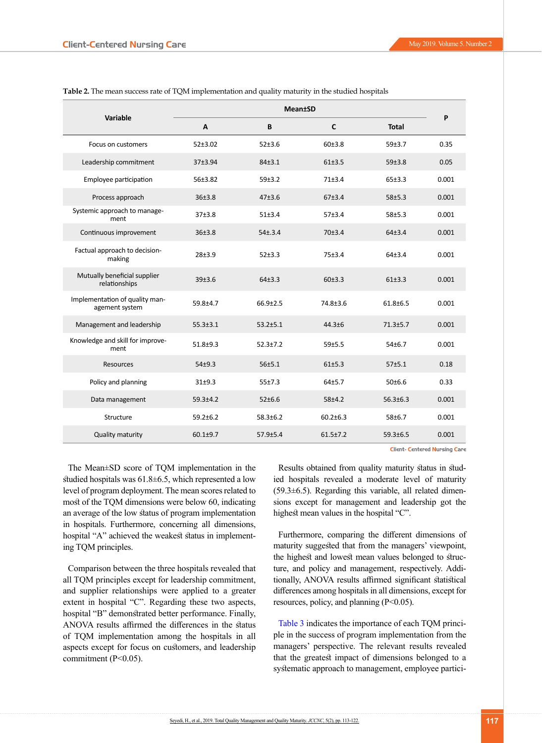**Table 2.** The mean success rate of TQM implementation and quality maturity in the studied hospitals

| Variable | Mean±SD | | | | P |
|---|---|---|---|---|---|
| | A | B | C | Total | |
| Focus on customers | 52±3.02 | 52±3.6 | 60±3.8 | 59±3.7 | 0.35 |
| Leadership commitment | 37±3.94 | 84±3.1 | 61±3.5 | 59±3.8 | 0.05 |
| Employee participation | 56±3.82 | 59±3.2 | 71±3.4 | 65±3.3 | 0.001 |
| Process approach | 36±3.8 | 47±3.6 | 67±3.4 | 58±5.3 | 0.001 |
| Systemic approach to management | 37±3.8 | 51±3.4 | 57±3.4 | 58±5.3 | 0.001 |
| Continuous improvement | 36±3.8 | 54±.3.4 | 70±3.4 | 64±3.4 | 0.001 |
| Factual approach to decision-making | 28±3.9 | 52±3.3 | 75±3.4 | 64±3.4 | 0.001 |
| Mutually beneficial supplier relationships | 39±3.6 | 64±3.3 | 60±3.3 | 61±3.3 | 0.001 |
| Implementation of quality management system | 59.8±4.7 | 66.9±2.5 | 74.8±3.6 | 61.8±6.5 | 0.001 |
| Management and leadership | 55.3±3.1 | 53.2±5.1 | 44.3±6 | 71.3±5.7 | 0.001 |
| Knowledge and skill for improvement | 51.8±9.3 | 52.3±7.2 | 59±5.5 | 54±6.7 | 0.001 |
| Resources | 54±9.3 | 56±5.1 | 61±5.3 | 57±5.1 | 0.18 |
| Policy and planning | 31±9.3 | 55±7.3 | 64±5.7 | 50±6.6 | 0.33 |
| Data management | 59.3±4.2 | 52±6.6 | 58±4.2 | 56.3±6.3 | 0.001 |
| Structure | 59.2±6.2 | 58.3±6.2 | 60.2±6.3 | 58±6.7 | 0.001 |
| Quality maturity | 60.1±9.7 | 57.9±5.4 | 61.5±7.2 | 59.3±6.5 | 0.001 |

Client- Centered Nursing Care

The Mean±SD score of TQM implementation in the studied hospitals was 61.8±6.5, which represented a low level of program deployment. The mean scores related to most of the TQM dimensions were below 60, indicating an average of the low status of program implementation in hospitals. Furthermore, concerning all dimensions, hospital "A" achieved the weakest status in implementing TQM principles.

Comparison between the three hospitals revealed that all TQM principles except for leadership commitment, and supplier relationships were applied to a greater extent in hospital "C". Regarding these two aspects, hospital "B" demonstrated better performance. Finally, ANOVA results affirmed the differences in the status of TQM implementation among the hospitals in all aspects except for focus on customers, and leadership commitment ($P<0.05$).

Results obtained from quality maturity status in studied hospitals revealed a moderate level of maturity (59.3±6.5). Regarding this variable, all related dimensions except for management and leadership got the highest mean values in the hospital "C".

Furthermore, comparing the different dimensions of maturity suggested that from the managers' viewpoint, the highest and lowest mean values belonged to structure, and policy and management, respectively. Additionally, ANOVA results affirmed significant statistical differences among hospitals in all dimensions, except for resources, policy, and planning ($P<0.05$).

Table 3 indicates the importance of each TQM principle in the success of program implementation from the managers' perspective. The relevant results revealed that the greatest impact of dimensions belonged to a systematic approach to management, employee partici-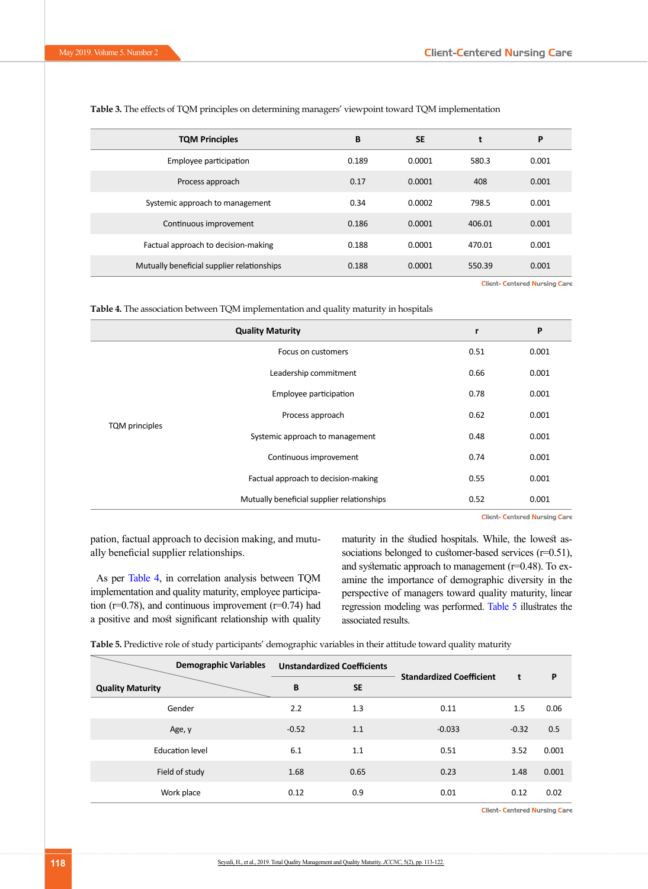**Table 3.** The effects of TQM principles on determining managers' viewpoint toward TQM implementation

| TQM Principles | B | SE | t | P |
|---|---|---|---|---|
| Employee participation | 0.189 | 0.0001 | 580.3 | 0.001 |
| Process approach | 0.17 | 0.0001 | 408 | 0.001 |
| Systemic approach to management | 0.34 | 0.0002 | 798.5 | 0.001 |
| Continuous improvement | 0.186 | 0.0001 | 406.01 | 0.001 |
| Factual approach to decision-making | 0.188 | 0.0001 | 470.01 | 0.001 |
| Mutually beneficial supplier relationships | 0.188 | 0.0001 | 550.39 | 0.001 |

Client- Centered Nursing Care

**Table 4.** The association between TQM implementation and quality maturity in hospitals

| Quality Maturity | | r | P |
|---|---|---|---|
| TQM principles | Focus on customers | 0.51 | 0.001 |
| | Leadership commitment | 0.66 | 0.001 |
| | Employee participation | 0.78 | 0.001 |
| | Process approach | 0.62 | 0.001 |
| | Systemic approach to management | 0.48 | 0.001 |
| | Continuous improvement | 0.74 | 0.001 |
| | Factual approach to decision-making | 0.55 | 0.001 |
| | Mutually beneficial supplier relationships | 0.52 | 0.001 |

Client- Centered Nursing Care

pation, factual approach to decision making, and mutually beneficial supplier relationships.

As per Table 4, in correlation analysis between TQM implementation and quality maturity, employee participation (r=0.78), and continuous improvement (r=0.74) had a positive and most significant relationship with quality maturity in the studied hospitals. While, the lowest associations belonged to customer-based services (r=0.51), and systematic approach to management (r=0.48). To examine the importance of demographic diversity in the perspective of managers toward quality maturity, linear regression modeling was performed. Table 5 illustrates the associated results.

**Table 5.** Predictive role of study participants' demographic variables in their attitude toward quality maturity

| Demographic Variables / Quality Maturity | Unstandardized Coefficients | | Standardized Coefficient | t | P |
|---|---|---|---|---|---|
| | B | SE | | | |
| Gender | 2.2 | 1.3 | 0.11 | 1.5 | 0.06 |
| Age, y | -0.52 | 1.1 | -0.033 | -0.32 | 0.5 |
| Education level | 6.1 | 1.1 | 0.51 | 3.52 | 0.001 |
| Field of study | 1.68 | 0.65 | 0.23 | 1.48 | 0.001 |
| Work place | 0.12 | 0.9 | 0.01 | 0.12 | 0.02 |

Client- Centered Nursing Care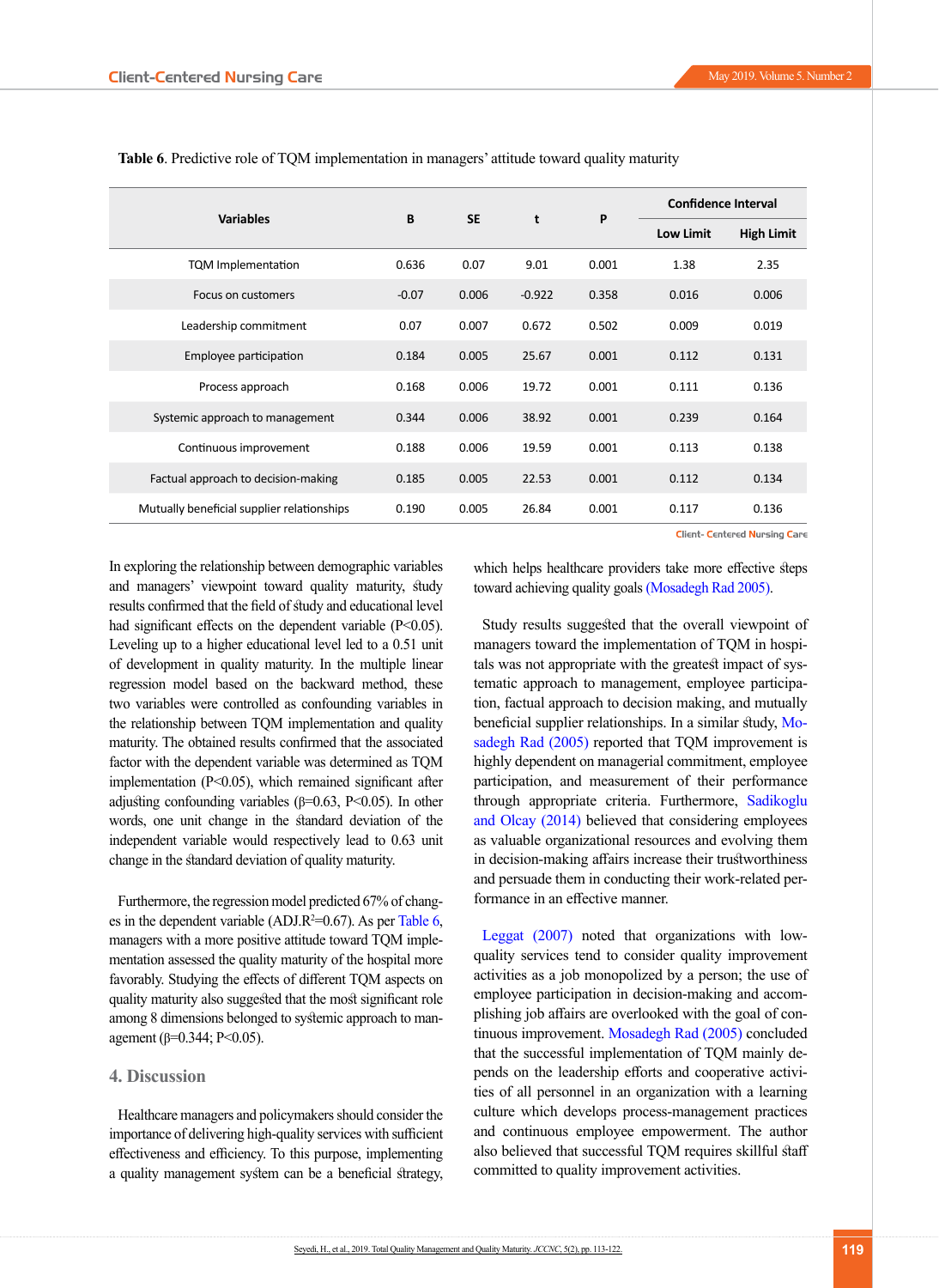**Table 6**. Predictive role of TQM implementation in managers' attitude toward quality maturity

| Variables | B | SE | t | P | Confidence Interval | |
|---|---|---|---|---|---|---|
| | | | | | Low Limit | High Limit |
| TQM Implementation | 0.636 | 0.07 | 9.01 | 0.001 | 1.38 | 2.35 |
| Focus on customers | -0.07 | 0.006 | -0.922 | 0.358 | 0.016 | 0.006 |
| Leadership commitment | 0.07 | 0.007 | 0.672 | 0.502 | 0.009 | 0.019 |
| Employee participation | 0.184 | 0.005 | 25.67 | 0.001 | 0.112 | 0.131 |
| Process approach | 0.168 | 0.006 | 19.72 | 0.001 | 0.111 | 0.136 |
| Systemic approach to management | 0.344 | 0.006 | 38.92 | 0.001 | 0.239 | 0.164 |
| Continuous improvement | 0.188 | 0.006 | 19.59 | 0.001 | 0.113 | 0.138 |
| Factual approach to decision-making | 0.185 | 0.005 | 22.53 | 0.001 | 0.112 | 0.134 |
| Mutually beneficial supplier relationships | 0.190 | 0.005 | 26.84 | 0.001 | 0.117 | 0.136 |

Client- Centered Nursing Care

In exploring the relationship between demographic variables and managers' viewpoint toward quality maturity, study results confirmed that the field of study and educational level had significant effects on the dependent variable ($P<0.05$). Leveling up to a higher educational level led to a 0.51 unit of development in quality maturity. In the multiple linear regression model based on the backward method, these two variables were controlled as confounding variables in the relationship between TQM implementation and quality maturity. The obtained results confirmed that the associated factor with the dependent variable was determined as TQM implementation ($P<0.05$), which remained significant after adjusting confounding variables ($\beta=0.63$, $P<0.05$). In other words, one unit change in the standard deviation of the independent variable would respectively lead to 0.63 unit change in the standard deviation of quality maturity.

Furthermore, the regression model predicted 67% of changes in the dependent variable (ADJ.$R^2$=0.67). As per Table 6, managers with a more positive attitude toward TQM implementation assessed the quality maturity of the hospital more favorably. Studying the effects of different TQM aspects on quality maturity also suggested that the most significant role among 8 dimensions belonged to systemic approach to management ($\beta=0.344$; $P<0.05$).

## 4. Discussion

Healthcare managers and policymakers should consider the importance of delivering high-quality services with sufficient effectiveness and efficiency. To this purpose, implementing a quality management system can be a beneficial strategy, which helps healthcare providers take more effective steps toward achieving quality goals (Mosadegh Rad 2005).

Study results suggested that the overall viewpoint of managers toward the implementation of TQM in hospitals was not appropriate with the greatest impact of systematic approach to management, employee participation, factual approach to decision making, and mutually beneficial supplier relationships. In a similar study, Mosadegh Rad (2005) reported that TQM improvement is highly dependent on managerial commitment, employee participation, and measurement of their performance through appropriate criteria. Furthermore, Sadikoglu and Olcay (2014) believed that considering employees as valuable organizational resources and evolving them in decision-making affairs increase their trustworthiness and persuade them in conducting their work-related performance in an effective manner.

Leggat (2007) noted that organizations with low-quality services tend to consider quality improvement activities as a job monopolized by a person; the use of employee participation in decision-making and accomplishing job affairs are overlooked with the goal of continuous improvement. Mosadegh Rad (2005) concluded that the successful implementation of TQM mainly depends on the leadership efforts and cooperative activities of all personnel in an organization with a learning culture which develops process-management practices and continuous employee empowerment. The author also believed that successful TQM requires skillful staff committed to quality improvement activities.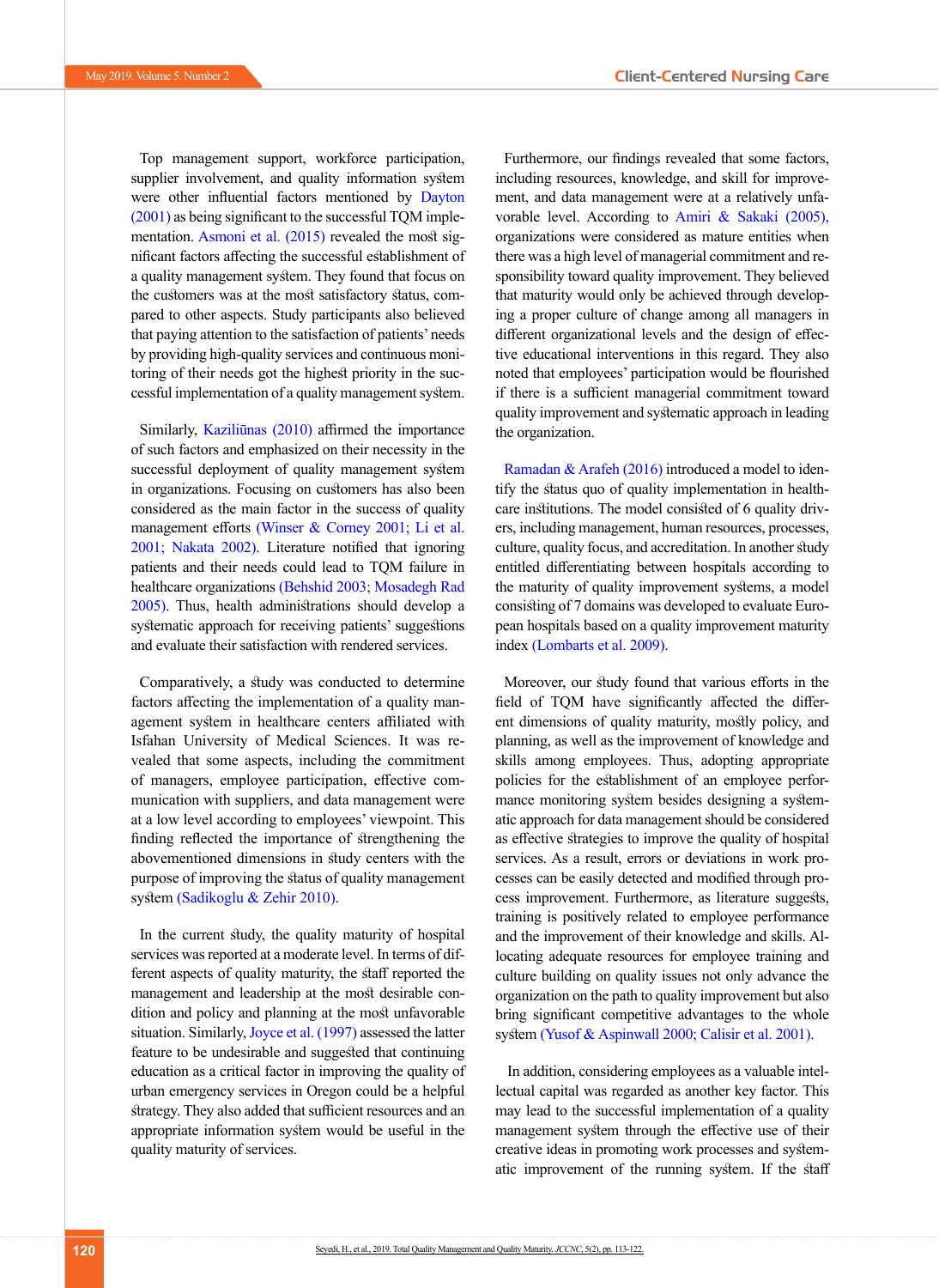Top management support, workforce participation, supplier involvement, and quality information system were other influential factors mentioned by Dayton (2001) as being significant to the successful TQM implementation. Asmoni et al. (2015) revealed the most significant factors affecting the successful establishment of a quality management system. They found that focus on the customers was at the most satisfactory status, compared to other aspects. Study participants also believed that paying attention to the satisfaction of patients' needs by providing high-quality services and continuous monitoring of their needs got the highest priority in the successful implementation of a quality management system.

Similarly, Kaziliūnas (2010) affirmed the importance of such factors and emphasized on their necessity in the successful deployment of quality management system in organizations. Focusing on customers has also been considered as the main factor in the success of quality management efforts (Winser & Corney 2001; Li et al. 2001; Nakata 2002). Literature notified that ignoring patients and their needs could lead to TQM failure in healthcare organizations (Behshid 2003; Mosadegh Rad 2005). Thus, health administrations should develop a systematic approach for receiving patients' suggestions and evaluate their satisfaction with rendered services.

Comparatively, a study was conducted to determine factors affecting the implementation of a quality management system in healthcare centers affiliated with Isfahan University of Medical Sciences. It was revealed that some aspects, including the commitment of managers, employee participation, effective communication with suppliers, and data management were at a low level according to employees' viewpoint. This finding reflected the importance of strengthening the abovementioned dimensions in study centers with the purpose of improving the status of quality management system (Sadikoglu & Zehir 2010).

In the current study, the quality maturity of hospital services was reported at a moderate level. In terms of different aspects of quality maturity, the staff reported the management and leadership at the most desirable condition and policy and planning at the most unfavorable situation. Similarly, Joyce et al. (1997) assessed the latter feature to be undesirable and suggested that continuing education as a critical factor in improving the quality of urban emergency services in Oregon could be a helpful strategy. They also added that sufficient resources and an appropriate information system would be useful in the quality maturity of services.

Furthermore, our findings revealed that some factors, including resources, knowledge, and skill for improvement, and data management were at a relatively unfavorable level. According to Amiri & Sakaki (2005), organizations were considered as mature entities when there was a high level of managerial commitment and responsibility toward quality improvement. They believed that maturity would only be achieved through developing a proper culture of change among all managers in different organizational levels and the design of effective educational interventions in this regard. They also noted that employees' participation would be flourished if there is a sufficient managerial commitment toward quality improvement and systematic approach in leading the organization.

Ramadan & Arafeh (2016) introduced a model to identify the status quo of quality implementation in healthcare institutions. The model consisted of 6 quality drivers, including management, human resources, processes, culture, quality focus, and accreditation. In another study entitled differentiating between hospitals according to the maturity of quality improvement systems, a model consisting of 7 domains was developed to evaluate European hospitals based on a quality improvement maturity index (Lombarts et al. 2009).

Moreover, our study found that various efforts in the field of TQM have significantly affected the different dimensions of quality maturity, mostly policy, and planning, as well as the improvement of knowledge and skills among employees. Thus, adopting appropriate policies for the establishment of an employee performance monitoring system besides designing a systematic approach for data management should be considered as effective strategies to improve the quality of hospital services. As a result, errors or deviations in work processes can be easily detected and modified through process improvement. Furthermore, as literature suggests, training is positively related to employee performance and the improvement of their knowledge and skills. Allocating adequate resources for employee training and culture building on quality issues not only advance the organization on the path to quality improvement but also bring significant competitive advantages to the whole system (Yusof & Aspinwall 2000; Calisir et al. 2001).

In addition, considering employees as a valuable intellectual capital was regarded as another key factor. This may lead to the successful implementation of a quality management system through the effective use of their creative ideas in promoting work processes and systematic improvement of the running system. If the staff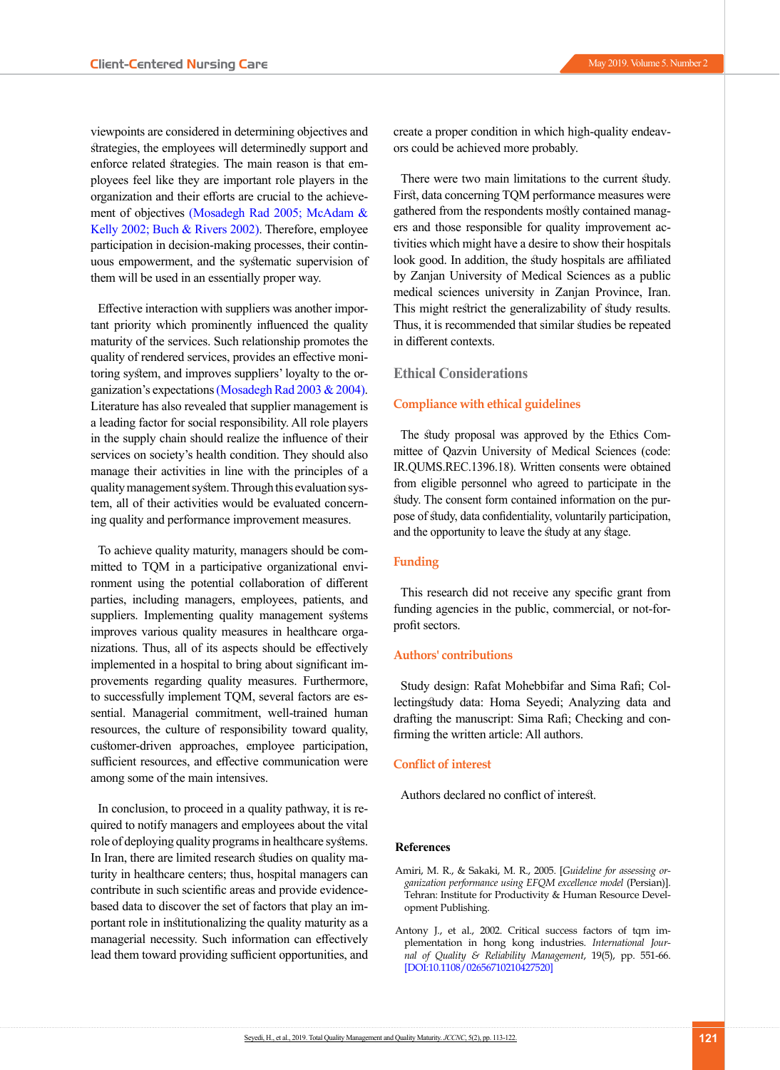viewpoints are considered in determining objectives and strategies, the employees will determinedly support and enforce related strategies. The main reason is that employees feel like they are important role players in the organization and their efforts are crucial to the achievement of objectives (Mosadegh Rad 2005; McAdam & Kelly 2002; Buch & Rivers 2002). Therefore, employee participation in decision-making processes, their continuous employee empowerment, and the systematic supervision of them will be used in an essentially proper way.

Effective interaction with suppliers was another important priority which prominently influenced the quality maturity of the services. Such relationship promotes the quality of rendered services, provides an effective monitoring system, and improves suppliers' loyalty to the organization's expectations (Mosadegh Rad 2003 & 2004). Literature has also revealed that supplier management is a leading factor for social responsibility. All role players in the supply chain should realize the influence of their services on society's health condition. They should also manage their activities in line with the principles of a quality management system. Through this evaluation system, all of their activities would be evaluated concerning quality and performance improvement measures.

To achieve quality maturity, managers should be committed to TQM in a participative organizational environment using the potential collaboration of different parties, including managers, employees, patients, and suppliers. Implementing quality management systems improves various quality measures in healthcare organizations. Thus, all of its aspects should be effectively implemented in a hospital to bring about significant improvements regarding quality measures. Furthermore, to successfully implement TQM, several factors are essential. Managerial commitment, well-trained human resources, the culture of responsibility toward quality, customer-driven approaches, employee participation, sufficient resources, and effective communication were among some of the main intensives.

In conclusion, to proceed in a quality pathway, it is required to notify managers and employees about the vital role of deploying quality programs in healthcare systems. In Iran, there are limited research studies on quality maturity in healthcare centers; thus, hospital managers can contribute in such scientific areas and provide evidence-based data to discover the set of factors that play an important role in institutionalizing the quality maturity as a managerial necessity. Such information can effectively lead them toward providing sufficient opportunities, and create a proper condition in which high-quality endeavors could be achieved more probably.

There were two main limitations to the current study. First, data concerning TQM performance measures were gathered from the respondents mostly contained managers and those responsible for quality improvement activities which might have a desire to show their hospitals look good. In addition, the study hospitals are affiliated by Zanjan University of Medical Sciences as a public medical sciences university in Zanjan Province, Iran. This might restrict the generalizability of study results. Thus, it is recommended that similar studies be repeated in different contexts.

## Ethical Considerations

### Compliance with ethical guidelines

The study proposal was approved by the Ethics Committee of Qazvin University of Medical Sciences (code: IR.QUMS.REC.1396.18). Written consents were obtained from eligible personnel who agreed to participate in the study. The consent form contained information on the purpose of study, data confidentiality, voluntarily participation, and the opportunity to leave the study at any stage.

### Funding

This research did not receive any specific grant from funding agencies in the public, commercial, or not-for-profit sectors.

### Authors' contributions

Study design: Rafat Mohebbifar and Sima Rafi; Collectingstudy data: Homa Seyedi; Analyzing data and drafting the manuscript: Sima Rafi; Checking and confirming the written article: All authors.

### Conflict of interest

Authors declared no conflict of interest.

## References

Amiri, M. R., & Sakaki, M. R., 2005. [*Guideline for assessing organization performance using EFQM excellence model* (Persian)]. Tehran: Institute for Productivity & Human Resource Development Publishing.

Antony J., et al., 2002. Critical success factors of tqm implementation in hong kong industries. *International Journal of Quality & Reliability Management*, 19(5), pp. 551-66. [DOI:10.1108/02656710210427520]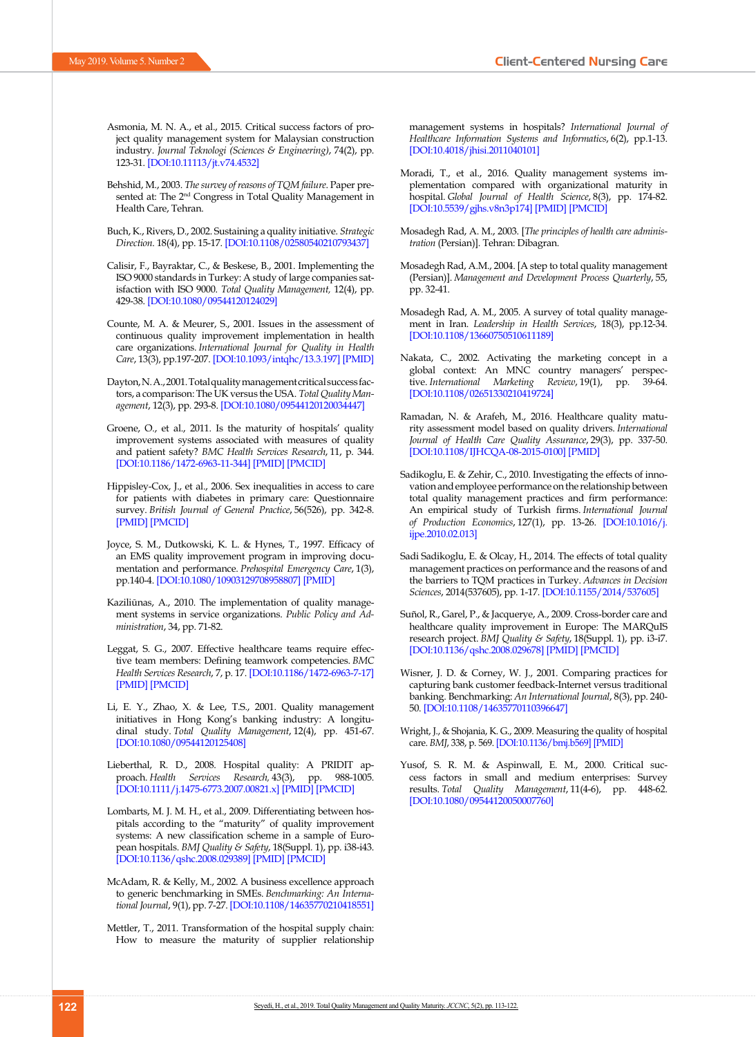Asmonia, M. N. A., et al., 2015. Critical success factors of project quality management system for Malaysian construction industry. *Journal Teknologi (Sciences & Engineering)*, 74(2), pp. 123-31. [DOI:10.11113/jt.v74.4532]

Behshid, M., 2003. *The survey of reasons of TQM failure*. Paper presented at: The 2nd Congress in Total Quality Management in Health Care, Tehran.

Buch, K., Rivers, D., 2002. Sustaining a quality initiative. *Strategic Direction*. 18(4), pp. 15-17. [DOI:10.1108/02580540210793437]

Calisir, F., Bayraktar, C., & Beskese, B., 2001. Implementing the ISO 9000 standards in Turkey: A study of large companies satisfaction with ISO 9000. *Total Quality Management*, 12(4), pp. 429-38. [DOI:10.1080/09544120124029]

Counte, M. A. & Meurer, S., 2001. Issues in the assessment of continuous quality improvement implementation in health care organizations. *International Journal for Quality in Health Care*, 13(3), pp.197-207. [DOI:10.1093/intqhc/13.3.197] [PMID]

Dayton, N. A., 2001. Total quality management critical success factors, a comparison: The UK versus the USA. *Total Quality Management*, 12(3), pp. 293-8. [DOI:10.1080/09544120120034447]

Groene, O., et al., 2011. Is the maturity of hospitals' quality improvement systems associated with measures of quality and patient safety? *BMC Health Services Research*, 11, p. 344. [DOI:10.1186/1472-6963-11-344] [PMID] [PMCID]

Hippisley-Cox, J., et al., 2006. Sex inequalities in access to care for patients with diabetes in primary care: Questionnaire survey. *British Journal of General Practice*, 56(526), pp. 342-8. [PMID] [PMCID]

Joyce, S. M., Dutkowski, K. L. & Hynes, T., 1997. Efficacy of an EMS quality improvement program in improving documentation and performance. *Prehospital Emergency Care*, 1(3), pp.140-4. [DOI:10.1080/10903129708958807] [PMID]

Kaziliūnas, A., 2010. The implementation of quality management systems in service organizations. *Public Policy and Administration*, 34, pp. 71-82.

Leggat, S. G., 2007. Effective healthcare teams require effective team members: Defining teamwork competencies. *BMC Health Services Research*, 7, p. 17. [DOI:10.1186/1472-6963-7-17] [PMID] [PMCID]

Li, E. Y., Zhao, X. & Lee, T.S., 2001. Quality management initiatives in Hong Kong's banking industry: A longitudinal study. *Total Quality Management*, 12(4), pp. 451-67. [DOI:10.1080/09544120125408]

Lieberthal, R. D., 2008. Hospital quality: A PRIDIT approach. *Health Services Research*, 43(3), pp. 988-1005. [DOI:10.1111/j.1475-6773.2007.00821.x] [PMID] [PMCID]

Lombarts, M. J. M. H., et al., 2009. Differentiating between hospitals according to the "maturity" of quality improvement systems: A new classification scheme in a sample of European hospitals. *BMJ Quality & Safety*, 18(Suppl. 1), pp. i38-i43. [DOI:10.1136/qshc.2008.029389] [PMID] [PMCID]

McAdam, R. & Kelly, M., 2002. A business excellence approach to generic benchmarking in SMEs. *Benchmarking: An International Journal*, 9(1), pp. 7-27. [DOI:10.1108/14635770210418551]

Mettler, T., 2011. Transformation of the hospital supply chain: How to measure the maturity of supplier relationship management systems in hospitals? *International Journal of Healthcare Information Systems and Informatics*, 6(2), pp.1-13. [DOI:10.4018/jhisi.2011040101]

Moradi, T., et al., 2016. Quality management systems implementation compared with organizational maturity in hospital. *Global Journal of Health Science*, 8(3), pp. 174-82. [DOI:10.5539/gjhs.v8n3p174] [PMID] [PMCID]

Mosadegh Rad, A. M., 2003. [*The principles of health care administration* (Persian)]. Tehran: Dibagran.

Mosadegh Rad, A.M., 2004. [A step to total quality management (Persian)]. *Management and Development Process Quarterly*, 55, pp. 32-41.

Mosadegh Rad, A. M., 2005. A survey of total quality management in Iran. *Leadership in Health Services*, 18(3), pp.12-34. [DOI:10.1108/13660750510611189]

Nakata, C., 2002. Activating the marketing concept in a global context: An MNC country managers' perspective. *International Marketing Review*, 19(1), pp. 39-64. [DOI:10.1108/02651330210419724]

Ramadan, N. & Arafeh, M., 2016. Healthcare quality maturity assessment model based on quality drivers. *International Journal of Health Care Quality Assurance*, 29(3), pp. 337-50. [DOI:10.1108/IJHCQA-08-2015-0100] [PMID]

Sadikoglu, E. & Zehir, C., 2010. Investigating the effects of innovation and employee performance on the relationship between total quality management practices and firm performance: An empirical study of Turkish firms. *International Journal of Production Economics*, 127(1), pp. 13-26. [DOI:10.1016/j.ijpe.2010.02.013]

Sadi Sadikoglu, E. & Olcay, H., 2014. The effects of total quality management practices on performance and the reasons of and the barriers to TQM practices in Turkey. *Advances in Decision Sciences*, 2014(537605), pp. 1-17. [DOI:10.1155/2014/537605]

Suñol, R., Garel, P., & Jacquerye, A., 2009. Cross-border care and healthcare quality improvement in Europe: The MARQuIS research project. *BMJ Quality & Safety*, 18(Suppl. 1), pp. i3-i7. [DOI:10.1136/qshc.2008.029678] [PMID] [PMCID]

Wisner, J. D. & Corney, W. J., 2001. Comparing practices for capturing bank customer feedback-Internet versus traditional banking. Benchmarking: *An International Journal*, 8(3), pp. 240-50. [DOI:10.1108/14635770110396647]

Wright, J., & Shojania, K. G., 2009. Measuring the quality of hospital care. *BMJ*, 338, p. 569. [DOI:10.1136/bmj.b569] [PMID]

Yusof, S. R. M. & Aspinwall, E. M., 2000. Critical success factors in small and medium enterprises: Survey results. *Total Quality Management*, 11(4-6), pp. 448-62. [DOI:10.1080/09544120050007760]